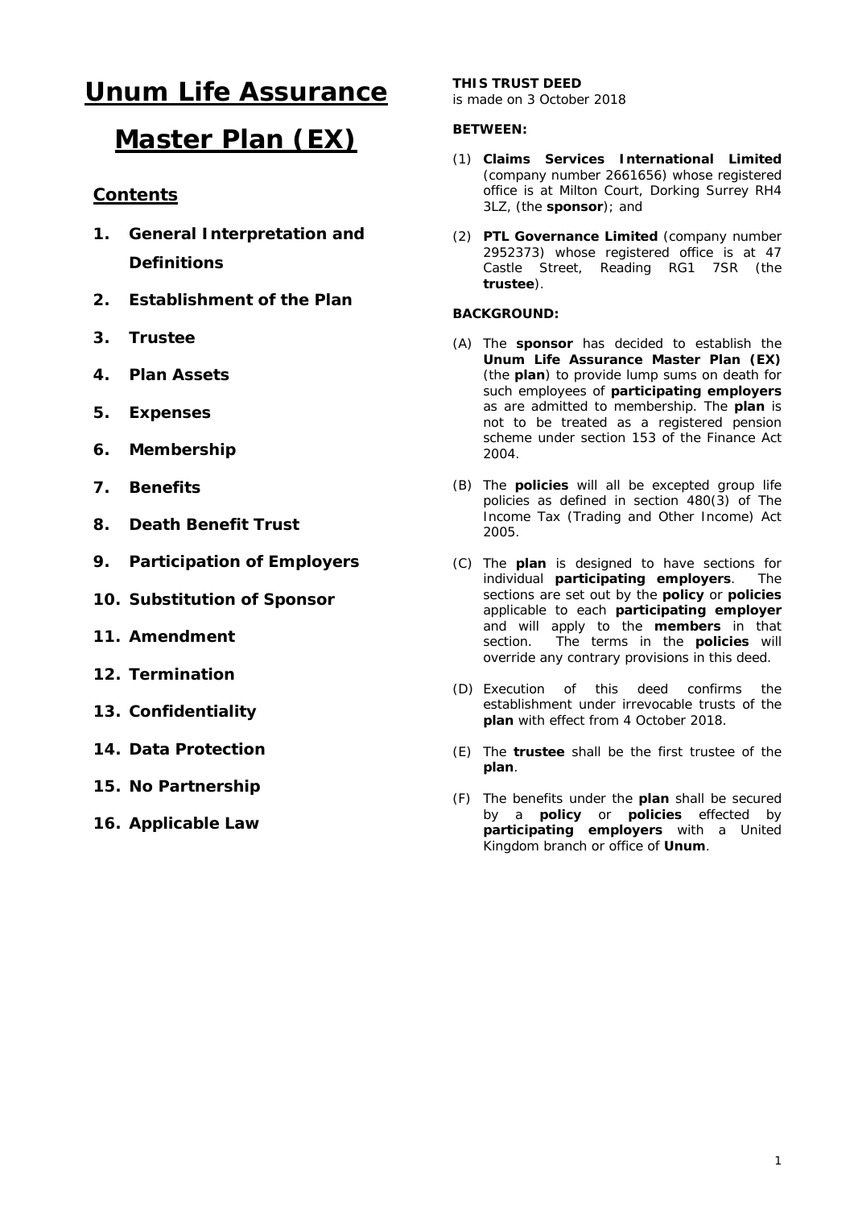# Unum Life Assurance Master Plan (EX)

## Contents

1. **General Interpretation and Definitions**
2. **Establishment of the Plan**
3. **Trustee**
4. **Plan Assets**
5. **Expenses**
6. **Membership**
7. **Benefits**
8. **Death Benefit Trust**
9. **Participation of Employers**
10. **Substitution of Sponsor**
11. **Amendment**
12. **Termination**
13. **Confidentiality**
14. **Data Protection**
15. **No Partnership**
16. **Applicable Law**

**THIS TRUST DEED**
is made on 3 October 2018

**BETWEEN:**

(1) **Claims Services International Limited** (company number 2661656) whose registered office is at Milton Court, Dorking Surrey RH4 3LZ, (the **sponsor**); and

(2) **PTL Governance Limited** (company number 2952373) whose registered office is at 47 Castle Street, Reading RG1 7SR (the **trustee**).

**BACKGROUND:**

(A) The **sponsor** has decided to establish the **Unum Life Assurance Master Plan (EX)** (the **plan**) to provide lump sums on death for such employees of **participating employers** as are admitted to membership. The **plan** is not to be treated as a registered pension scheme under section 153 of the Finance Act 2004.

(B) The **policies** will all be excepted group life policies as defined in section 480(3) of The Income Tax (Trading and Other Income) Act 2005.

(C) The **plan** is designed to have sections for individual **participating employers**. The sections are set out by the **policy** or **policies** applicable to each **participating employer** and will apply to the **members** in that section. The terms in the **policies** will override any contrary provisions in this deed.

(D) Execution of this deed confirms the establishment under irrevocable trusts of the **plan** with effect from 4 October 2018.

(E) The **trustee** shall be the first trustee of the **plan**.

(F) The benefits under the **plan** shall be secured by a **policy** or **policies** effected by **participating employers** with a United Kingdom branch or office of **Unum**.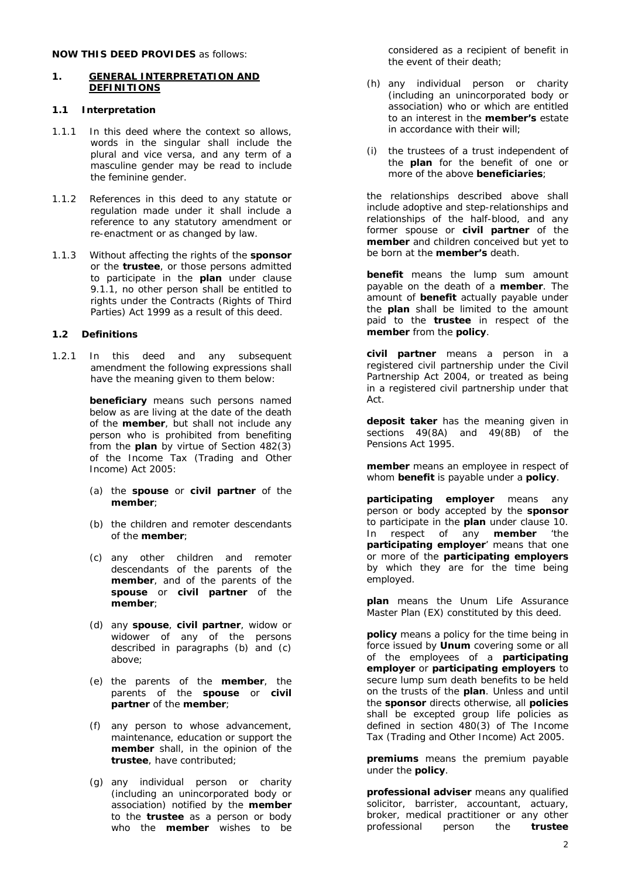**NOW THIS DEED PROVIDES** as follows:

**1. GENERAL INTERPRETATION AND DEFINITIONS**

**1.1 Interpretation**

1.1.1 In this deed where the context so allows, words in the singular shall include the plural and vice versa, and any term of a masculine gender may be read to include the feminine gender.

1.1.2 References in this deed to any statute or regulation made under it shall include a reference to any statutory amendment or re-enactment or as changed by law.

1.1.3 Without affecting the rights of the **sponsor** or the **trustee**, or those persons admitted to participate in the **plan** under clause 9.1.1, no other person shall be entitled to rights under the Contracts (Rights of Third Parties) Act 1999 as a result of this deed.

**1.2 Definitions**

1.2.1 In this deed and any subsequent amendment the following expressions shall have the meaning given to them below:

**beneficiary** means such persons named below as are living at the date of the death of the **member**, but shall not include any person who is prohibited from benefiting from the **plan** by virtue of Section 482(3) of the Income Tax (Trading and Other Income) Act 2005:

(a) the **spouse** or **civil partner** of the **member**;

(b) the children and remoter descendants of the **member**;

(c) any other children and remoter descendants of the parents of the **member**, and of the parents of the **spouse** or **civil partner** of the **member**;

(d) any **spouse**, **civil partner**, widow or widower of any of the persons described in paragraphs (b) and (c) above;

(e) the parents of the **member**, the parents of the **spouse** or **civil partner** of the **member**;

(f) any person to whose advancement, maintenance, education or support the **member** shall, in the opinion of the **trustee**, have contributed;

(g) any individual person or charity (including an unincorporated body or association) notified by the **member** to the **trustee** as a person or body who the **member** wishes to be considered as a recipient of benefit in the event of their death;

(h) any individual person or charity (including an unincorporated body or association) who or which are entitled to an interest in the **member's** estate in accordance with their will;

(i) the trustees of a trust independent of the **plan** for the benefit of one or more of the above **beneficiaries**;

the relationships described above shall include adoptive and step-relationships and relationships of the half-blood, and any former spouse or **civil partner** of the **member** and children conceived but yet to be born at the **member's** death.

**benefit** means the lump sum amount payable on the death of a **member**. The amount of **benefit** actually payable under the **plan** shall be limited to the amount paid to the **trustee** in respect of the **member** from the **policy**.

**civil partner** means a person in a registered civil partnership under the Civil Partnership Act 2004, or treated as being in a registered civil partnership under that Act.

**deposit taker** has the meaning given in sections 49(8A) and 49(8B) of the Pensions Act 1995.

**member** means an employee in respect of whom **benefit** is payable under a **policy**.

**participating employer** means any person or body accepted by the **sponsor** to participate in the **plan** under clause 10. In respect of any **member** 'the **participating employer**' means that one or more of the **participating employers** by which they are for the time being employed.

**plan** means the Unum Life Assurance Master Plan (EX) constituted by this deed.

**policy** means a policy for the time being in force issued by **Unum** covering some or all of the employees of a **participating employer** or **participating employers** to secure lump sum death benefits to be held on the trusts of the **plan**. Unless and until the **sponsor** directs otherwise, all **policies** shall be excepted group life policies as defined in section 480(3) of The Income Tax (Trading and Other Income) Act 2005.

**premiums** means the premium payable under the **policy**.

**professional adviser** means any qualified solicitor, barrister, accountant, actuary, broker, medical practitioner or any other professional person the **trustee**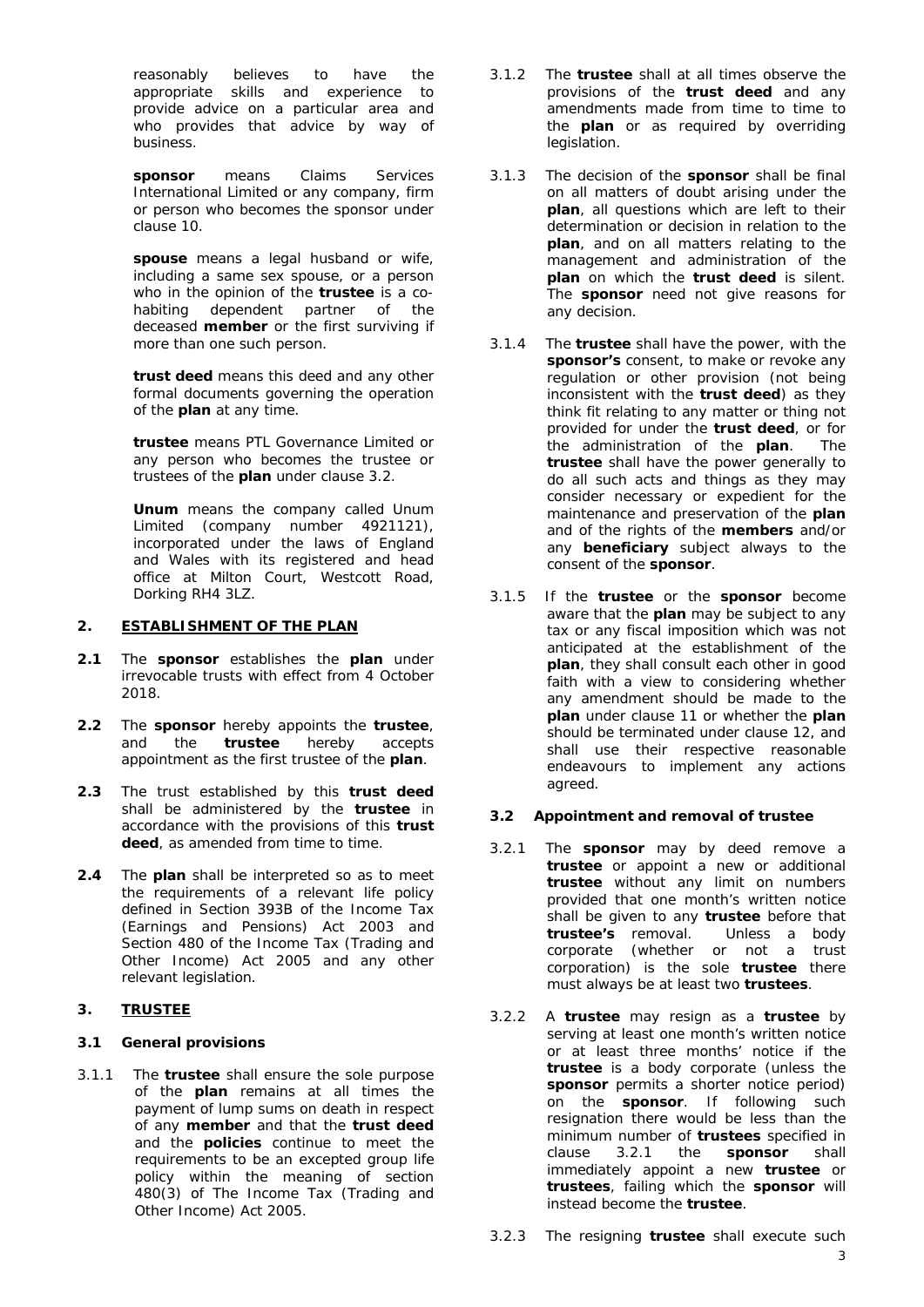reasonably believes to have the appropriate skills and experience to provide advice on a particular area and who provides that advice by way of business.

**sponsor** means Claims Services International Limited or any company, firm or person who becomes the sponsor under clause 10.

**spouse** means a legal husband or wife, including a same sex spouse, or a person who in the opinion of the **trustee** is a co-habiting dependent partner of the deceased **member** or the first surviving if more than one such person.

**trust deed** means this deed and any other formal documents governing the operation of the **plan** at any time.

**trustee** means PTL Governance Limited or any person who becomes the trustee or trustees of the **plan** under clause 3.2.

**Unum** means the company called Unum Limited (company number 4921121), incorporated under the laws of England and Wales with its registered and head office at Milton Court, Westcott Road, Dorking RH4 3LZ.

## 2. ESTABLISHMENT OF THE PLAN

**2.1** The **sponsor** establishes the **plan** under irrevocable trusts with effect from 4 October 2018.

**2.2** The **sponsor** hereby appoints the **trustee**, and the **trustee** hereby accepts appointment as the first trustee of the **plan**.

**2.3** The trust established by this **trust deed** shall be administered by the **trustee** in accordance with the provisions of this **trust deed**, as amended from time to time.

**2.4** The **plan** shall be interpreted so as to meet the requirements of a relevant life policy defined in Section 393B of the Income Tax (Earnings and Pensions) Act 2003 and Section 480 of the Income Tax (Trading and Other Income) Act 2005 and any other relevant legislation.

## 3. TRUSTEE

### 3.1 General provisions

3.1.1 The **trustee** shall ensure the sole purpose of the **plan** remains at all times the payment of lump sums on death in respect of any **member** and that the **trust deed** and the **policies** continue to meet the requirements to be an excepted group life policy within the meaning of section 480(3) of The Income Tax (Trading and Other Income) Act 2005.

3.1.2 The **trustee** shall at all times observe the provisions of the **trust deed** and any amendments made from time to time to the **plan** or as required by overriding legislation.

3.1.3 The decision of the **sponsor** shall be final on all matters of doubt arising under the **plan**, all questions which are left to their determination or decision in relation to the **plan**, and on all matters relating to the management and administration of the **plan** on which the **trust deed** is silent. The **sponsor** need not give reasons for any decision.

3.1.4 The **trustee** shall have the power, with the **sponsor's** consent, to make or revoke any regulation or other provision (not being inconsistent with the **trust deed**) as they think fit relating to any matter or thing not provided for under the **trust deed**, or for the administration of the **plan**. The **trustee** shall have the power generally to do all such acts and things as they may consider necessary or expedient for the maintenance and preservation of the **plan** and of the rights of the **members** and/or any **beneficiary** subject always to the consent of the **sponsor**.

3.1.5 If the **trustee** or the **sponsor** become aware that the **plan** may be subject to any tax or any fiscal imposition which was not anticipated at the establishment of the **plan**, they shall consult each other in good faith with a view to considering whether any amendment should be made to the **plan** under clause 11 or whether the **plan** should be terminated under clause 12, and shall use their respective reasonable endeavours to implement any actions agreed.

### 3.2 Appointment and removal of trustee

3.2.1 The **sponsor** may by deed remove a **trustee** or appoint a new or additional **trustee** without any limit on numbers provided that one month's written notice shall be given to any **trustee** before that **trustee's** removal. Unless a body corporate (whether or not a trust corporation) is the sole **trustee** there must always be at least two **trustees**.

3.2.2 A **trustee** may resign as a **trustee** by serving at least one month's written notice or at least three months' notice if the **trustee** is a body corporate (unless the **sponsor** permits a shorter notice period) on the **sponsor**. If following such resignation there would be less than the minimum number of **trustees** specified in clause 3.2.1 the **sponsor** shall immediately appoint a new **trustee** or **trustees**, failing which the **sponsor** will instead become the **trustee**.

3.2.3 The resigning **trustee** shall execute such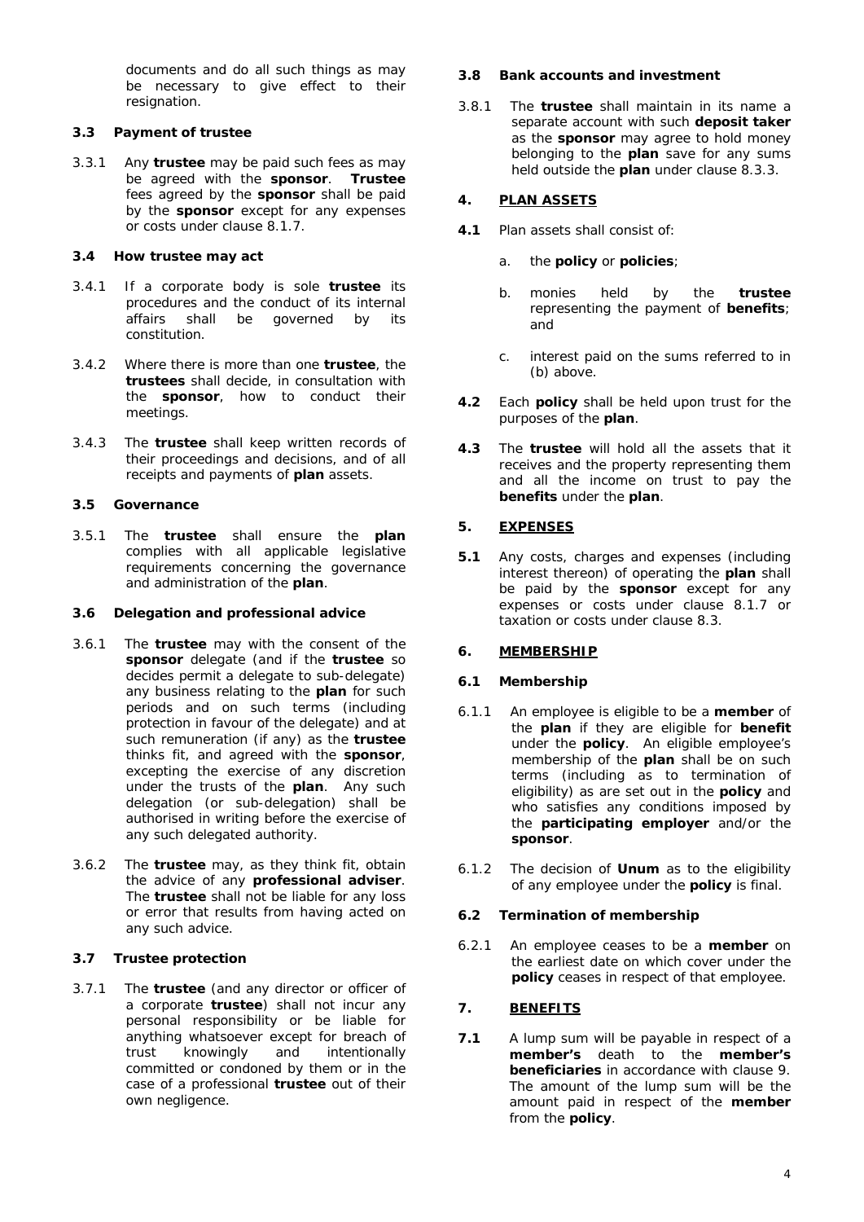documents and do all such things as may be necessary to give effect to their resignation.

### 3.3 Payment of trustee

3.3.1 Any **trustee** may be paid such fees as may be agreed with the **sponsor**. **Trustee** fees agreed by the **sponsor** shall be paid by the **sponsor** except for any expenses or costs under clause 8.1.7.

### 3.4 How trustee may act

3.4.1 If a corporate body is sole **trustee** its procedures and the conduct of its internal affairs shall be governed by its constitution.

3.4.2 Where there is more than one **trustee**, the **trustees** shall decide, in consultation with the **sponsor**, how to conduct their meetings.

3.4.3 The **trustee** shall keep written records of their proceedings and decisions, and of all receipts and payments of **plan** assets.

### 3.5 Governance

3.5.1 The **trustee** shall ensure the **plan** complies with all applicable legislative requirements concerning the governance and administration of the **plan**.

### 3.6 Delegation and professional advice

3.6.1 The **trustee** may with the consent of the **sponsor** delegate (and if the **trustee** so decides permit a delegate to sub-delegate) any business relating to the **plan** for such periods and on such terms (including protection in favour of the delegate) and at such remuneration (if any) as the **trustee** thinks fit, and agreed with the **sponsor**, excepting the exercise of any discretion under the trusts of the **plan**. Any such delegation (or sub-delegation) shall be authorised in writing before the exercise of any such delegated authority.

3.6.2 The **trustee** may, as they think fit, obtain the advice of any **professional adviser**. The **trustee** shall not be liable for any loss or error that results from having acted on any such advice.

### 3.7 Trustee protection

3.7.1 The **trustee** (and any director or officer of a corporate **trustee**) shall not incur any personal responsibility or be liable for anything whatsoever except for breach of trust knowingly and intentionally committed or condoned by them or in the case of a professional **trustee** out of their own negligence.

### 3.8 Bank accounts and investment

3.8.1 The **trustee** shall maintain in its name a separate account with such **deposit taker** as the **sponsor** may agree to hold money belonging to the **plan** save for any sums held outside the **plan** under clause 8.3.3.

## 4. PLAN ASSETS

**4.1** Plan assets shall consist of:

a. the **policy** or **policies**;

b. monies held by the **trustee** representing the payment of **benefits**; and

c. interest paid on the sums referred to in (b) above.

**4.2** Each **policy** shall be held upon trust for the purposes of the **plan**.

**4.3** The **trustee** will hold all the assets that it receives and the property representing them and all the income on trust to pay the **benefits** under the **plan**.

## 5. EXPENSES

**5.1** Any costs, charges and expenses (including interest thereon) of operating the **plan** shall be paid by the **sponsor** except for any expenses or costs under clause 8.1.7 or taxation or costs under clause 8.3.

## 6. MEMBERSHIP

### 6.1 Membership

6.1.1 An employee is eligible to be a **member** of the **plan** if they are eligible for **benefit** under the **policy**. An eligible employee's membership of the **plan** shall be on such terms (including as to termination of eligibility) as are set out in the **policy** and who satisfies any conditions imposed by the **participating employer** and/or the **sponsor**.

6.1.2 The decision of **Unum** as to the eligibility of any employee under the **policy** is final.

### 6.2 Termination of membership

6.2.1 An employee ceases to be a **member** on the earliest date on which cover under the **policy** ceases in respect of that employee.

## 7. BENEFITS

**7.1** A lump sum will be payable in respect of a **member's** death to the **member's beneficiaries** in accordance with clause 9. The amount of the lump sum will be the amount paid in respect of the **member** from the **policy**.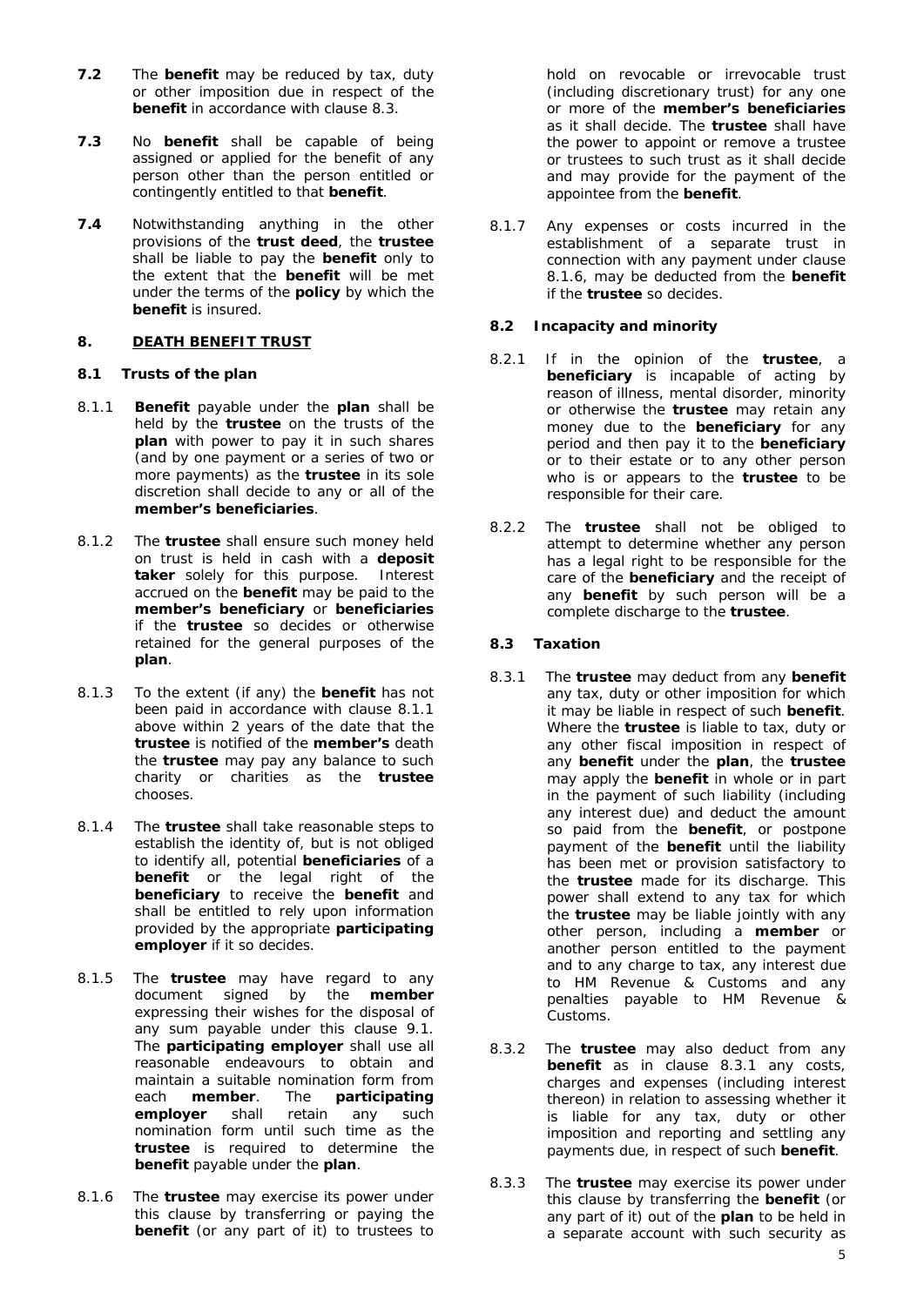**7.2** The **benefit** may be reduced by tax, duty or other imposition due in respect of the **benefit** in accordance with clause 8.3.

**7.3** No **benefit** shall be capable of being assigned or applied for the benefit of any person other than the person entitled or contingently entitled to that **benefit**.

**7.4** Notwithstanding anything in the other provisions of the **trust deed**, the **trustee** shall be liable to pay the **benefit** only to the extent that the **benefit** will be met under the terms of the **policy** by which the **benefit** is insured.

## 8. DEATH BENEFIT TRUST

### 8.1 Trusts of the plan

8.1.1 **Benefit** payable under the **plan** shall be held by the **trustee** on the trusts of the **plan** with power to pay it in such shares (and by one payment or a series of two or more payments) as the **trustee** in its sole discretion shall decide to any or all of the **member's beneficiaries**.

8.1.2 The **trustee** shall ensure such money held on trust is held in cash with a **deposit taker** solely for this purpose. Interest accrued on the **benefit** may be paid to the **member's beneficiary** or **beneficiaries** if the **trustee** so decides or otherwise retained for the general purposes of the **plan**.

8.1.3 To the extent (if any) the **benefit** has not been paid in accordance with clause 8.1.1 above within 2 years of the date that the **trustee** is notified of the **member's** death the **trustee** may pay any balance to such charity or charities as the **trustee** chooses.

8.1.4 The **trustee** shall take reasonable steps to establish the identity of, but is not obliged to identify all, potential **beneficiaries** of a **benefit** or the legal right of the **beneficiary** to receive the **benefit** and shall be entitled to rely upon information provided by the appropriate **participating employer** if it so decides.

8.1.5 The **trustee** may have regard to any document signed by the **member** expressing their wishes for the disposal of any sum payable under this clause 9.1. The **participating employer** shall use all reasonable endeavours to obtain and maintain a suitable nomination form from each **member**. The **participating employer** shall retain any such nomination form until such time as the **trustee** is required to determine the **benefit** payable under the **plan**.

8.1.6 The **trustee** may exercise its power under this clause by transferring or paying the **benefit** (or any part of it) to trustees to hold on revocable or irrevocable trust (including discretionary trust) for any one or more of the **member's beneficiaries** as it shall decide. The **trustee** shall have the power to appoint or remove a trustee or trustees to such trust as it shall decide and may provide for the payment of the appointee from the **benefit**.

8.1.7 Any expenses or costs incurred in the establishment of a separate trust in connection with any payment under clause 8.1.6, may be deducted from the **benefit** if the **trustee** so decides.

### 8.2 Incapacity and minority

8.2.1 If in the opinion of the **trustee**, a **beneficiary** is incapable of acting by reason of illness, mental disorder, minority or otherwise the **trustee** may retain any money due to the **beneficiary** for any period and then pay it to the **beneficiary** or to their estate or to any other person who is or appears to the **trustee** to be responsible for their care.

8.2.2 The **trustee** shall not be obliged to attempt to determine whether any person has a legal right to be responsible for the care of the **beneficiary** and the receipt of any **benefit** by such person will be a complete discharge to the **trustee**.

### 8.3 Taxation

8.3.1 The **trustee** may deduct from any **benefit** any tax, duty or other imposition for which it may be liable in respect of such **benefit**. Where the **trustee** is liable to tax, duty or any other fiscal imposition in respect of any **benefit** under the **plan**, the **trustee** may apply the **benefit** in whole or in part in the payment of such liability (including any interest due) and deduct the amount so paid from the **benefit**, or postpone payment of the **benefit** until the liability has been met or provision satisfactory to the **trustee** made for its discharge. This power shall extend to any tax for which the **trustee** may be liable jointly with any other person, including a **member** or another person entitled to the payment and to any charge to tax, any interest due to HM Revenue & Customs and any penalties payable to HM Revenue & Customs.

8.3.2 The **trustee** may also deduct from any **benefit** as in clause 8.3.1 any costs, charges and expenses (including interest thereon) in relation to assessing whether it is liable for any tax, duty or other imposition and reporting and settling any payments due, in respect of such **benefit**.

8.3.3 The **trustee** may exercise its power under this clause by transferring the **benefit** (or any part of it) out of the **plan** to be held in a separate account with such security as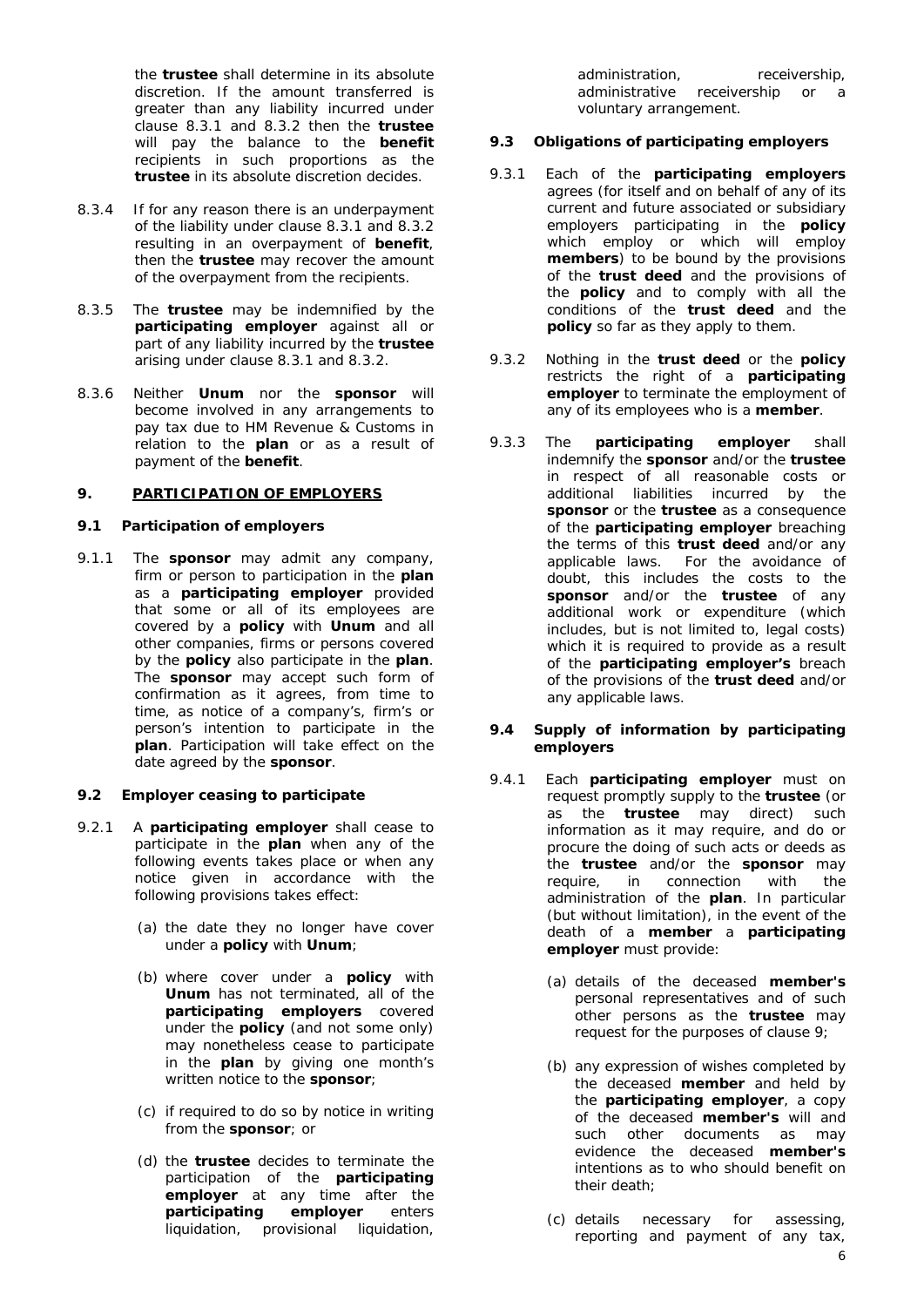the **trustee** shall determine in its absolute discretion. If the amount transferred is greater than any liability incurred under clause 8.3.1 and 8.3.2 then the **trustee** will pay the balance to the **benefit** recipients in such proportions as the **trustee** in its absolute discretion decides.

8.3.4 If for any reason there is an underpayment of the liability under clause 8.3.1 and 8.3.2 resulting in an overpayment of **benefit**, then the **trustee** may recover the amount of the overpayment from the recipients.

8.3.5 The **trustee** may be indemnified by the **participating employer** against all or part of any liability incurred by the **trustee** arising under clause 8.3.1 and 8.3.2.

8.3.6 Neither **Unum** nor the **sponsor** will become involved in any arrangements to pay tax due to HM Revenue & Customs in relation to the **plan** or as a result of payment of the **benefit**.

## 9. PARTICIPATION OF EMPLOYERS

### 9.1 Participation of employers

9.1.1 The **sponsor** may admit any company, firm or person to participation in the **plan** as a **participating employer** provided that some or all of its employees are covered by a **policy** with **Unum** and all other companies, firms or persons covered by the **policy** also participate in the **plan**. The **sponsor** may accept such form of confirmation as it agrees, from time to time, as notice of a company's, firm's or person's intention to participate in the **plan**. Participation will take effect on the date agreed by the **sponsor**.

### 9.2 Employer ceasing to participate

9.2.1 A **participating employer** shall cease to participate in the **plan** when any of the following events takes place or when any notice given in accordance with the following provisions takes effect:

(a) the date they no longer have cover under a **policy** with **Unum**;

(b) where cover under a **policy** with **Unum** has not terminated, all of the **participating employers** covered under the **policy** (and not some only) may nonetheless cease to participate in the **plan** by giving one month's written notice to the **sponsor**;

(c) if required to do so by notice in writing from the **sponsor**; or

(d) the **trustee** decides to terminate the participation of the **participating employer** at any time after the **participating employer** enters liquidation, provisional liquidation, administration, receivership, administrative receivership or a voluntary arrangement.

### 9.3 Obligations of participating employers

9.3.1 Each of the **participating employers** agrees (for itself and on behalf of any of its current and future associated or subsidiary employers participating in the **policy** which employ or which will employ **members**) to be bound by the provisions of the **trust deed** and the provisions of the **policy** and to comply with all the conditions of the **trust deed** and the **policy** so far as they apply to them.

9.3.2 Nothing in the **trust deed** or the **policy** restricts the right of a **participating employer** to terminate the employment of any of its employees who is a **member**.

9.3.3 The **participating employer** shall indemnify the **sponsor** and/or the **trustee** in respect of all reasonable costs or additional liabilities incurred by the **sponsor** or the **trustee** as a consequence of the **participating employer** breaching the terms of this **trust deed** and/or any applicable laws. For the avoidance of doubt, this includes the costs to the **sponsor** and/or the **trustee** of any additional work or expenditure (which includes, but is not limited to, legal costs) which it is required to provide as a result of the **participating employer's** breach of the provisions of the **trust deed** and/or any applicable laws.

### 9.4 Supply of information by participating employers

9.4.1 Each **participating employer** must on request promptly supply to the **trustee** (or as the **trustee** may direct) such information as it may require, and do or procure the doing of such acts or deeds as the **trustee** and/or the **sponsor** may require, in connection with the administration of the **plan**. In particular (but without limitation), in the event of the death of a **member** a **participating employer** must provide:

(a) details of the deceased **member's** personal representatives and of such other persons as the **trustee** may request for the purposes of clause 9;

(b) any expression of wishes completed by the deceased **member** and held by the **participating employer**, a copy of the deceased **member's** will and such other documents as may evidence the deceased **member's** intentions as to who should benefit on their death;

(c) details necessary for assessing, reporting and payment of any tax,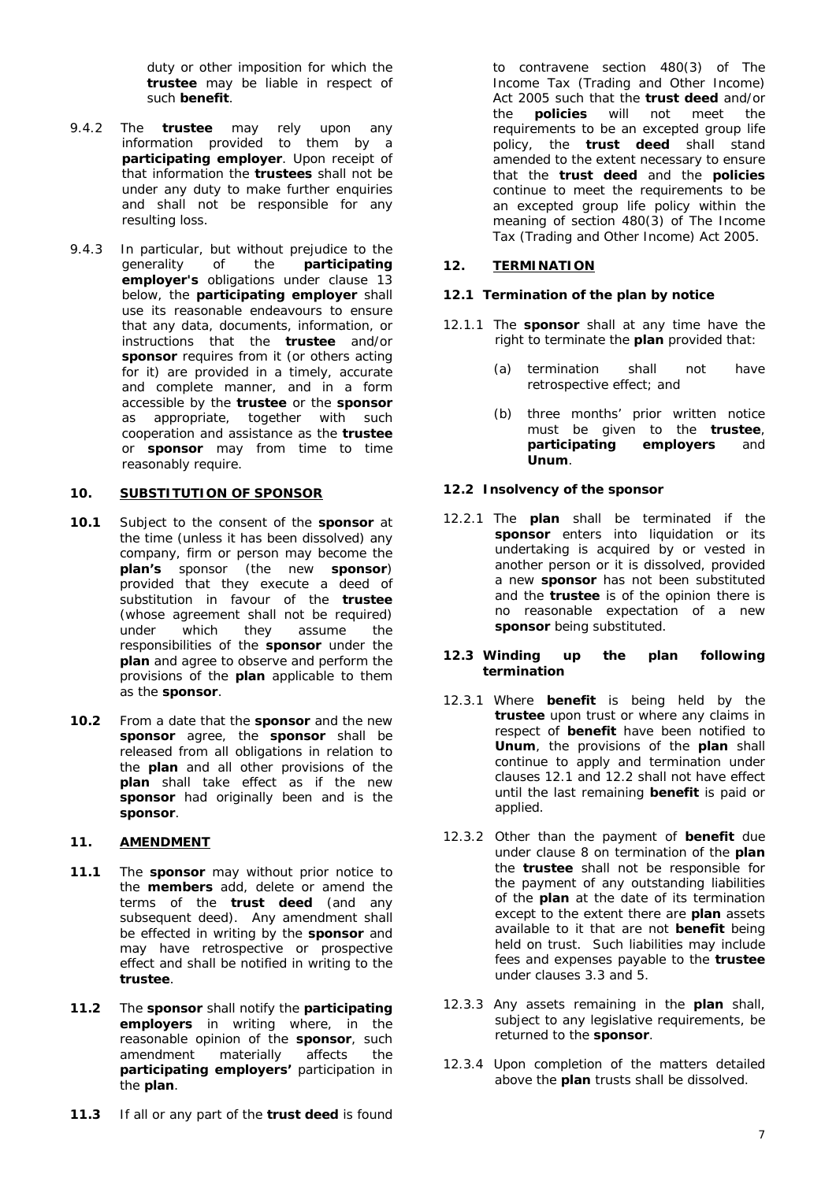duty or other imposition for which the **trustee** may be liable in respect of such **benefit**.

9.4.2 The **trustee** may rely upon any information provided to them by a **participating employer**. Upon receipt of that information the **trustees** shall not be under any duty to make further enquiries and shall not be responsible for any resulting loss.

9.4.3 In particular, but without prejudice to the generality of the **participating employer's** obligations under clause 13 below, the **participating employer** shall use its reasonable endeavours to ensure that any data, documents, information, or instructions that the **trustee** and/or **sponsor** requires from it (or others acting for it) are provided in a timely, accurate and complete manner, and in a form accessible by the **trustee** or the **sponsor** as appropriate, together with such cooperation and assistance as the **trustee** or **sponsor** may from time to time reasonably require.

## 10. SUBSTITUTION OF SPONSOR

**10.1** Subject to the consent of the **sponsor** at the time (unless it has been dissolved) any company, firm or person may become the **plan's** sponsor (the new **sponsor**) provided that they execute a deed of substitution in favour of the **trustee** (whose agreement shall not be required) under which they assume the responsibilities of the **sponsor** under the **plan** and agree to observe and perform the provisions of the **plan** applicable to them as the **sponsor**.

**10.2** From a date that the **sponsor** and the new **sponsor** agree, the **sponsor** shall be released from all obligations in relation to the **plan** and all other provisions of the **plan** shall take effect as if the new **sponsor** had originally been and is the **sponsor**.

## 11. AMENDMENT

**11.1** The **sponsor** may without prior notice to the **members** add, delete or amend the terms of the **trust deed** (and any subsequent deed). Any amendment shall be effected in writing by the **sponsor** and may have retrospective or prospective effect and shall be notified in writing to the **trustee**.

**11.2** The **sponsor** shall notify the **participating employers** in writing where, in the reasonable opinion of the **sponsor**, such amendment materially affects the **participating employers'** participation in the **plan**.

**11.3** If all or any part of the **trust deed** is found to contravene section 480(3) of The Income Tax (Trading and Other Income) Act 2005 such that the **trust deed** and/or the **policies** will not meet the requirements to be an excepted group life policy, the **trust deed** shall stand amended to the extent necessary to ensure that the **trust deed** and the **policies** continue to meet the requirements to be an excepted group life policy within the meaning of section 480(3) of The Income Tax (Trading and Other Income) Act 2005.

## 12. TERMINATION

### 12.1 Termination of the plan by notice

12.1.1 The **sponsor** shall at any time have the right to terminate the **plan** provided that:

(a) termination shall not have retrospective effect; and

(b) three months' prior written notice must be given to the **trustee**, **participating employers** and **Unum**.

### 12.2 Insolvency of the sponsor

12.2.1 The **plan** shall be terminated if the **sponsor** enters into liquidation or its undertaking is acquired by or vested in another person or it is dissolved, provided a new **sponsor** has not been substituted and the **trustee** is of the opinion there is no reasonable expectation of a new **sponsor** being substituted.

### 12.3 Winding up the plan following termination

12.3.1 Where **benefit** is being held by the **trustee** upon trust or where any claims in respect of **benefit** have been notified to **Unum**, the provisions of the **plan** shall continue to apply and termination under clauses 12.1 and 12.2 shall not have effect until the last remaining **benefit** is paid or applied.

12.3.2 Other than the payment of **benefit** due under clause 8 on termination of the **plan** the **trustee** shall not be responsible for the payment of any outstanding liabilities of the **plan** at the date of its termination except to the extent there are **plan** assets available to it that are not **benefit** being held on trust. Such liabilities may include fees and expenses payable to the **trustee** under clauses 3.3 and 5.

12.3.3 Any assets remaining in the **plan** shall, subject to any legislative requirements, be returned to the **sponsor**.

12.3.4 Upon completion of the matters detailed above the **plan** trusts shall be dissolved.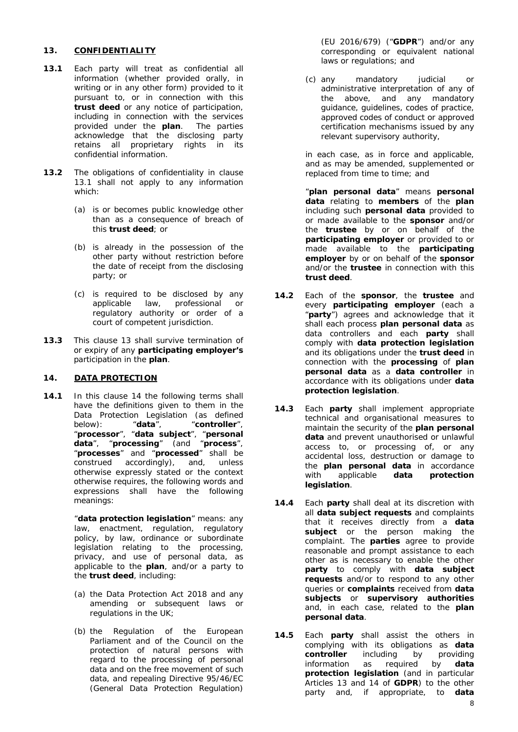## 13. CONFIDENTIALITY

**13.1** Each party will treat as confidential all information (whether provided orally, in writing or in any other form) provided to it pursuant to, or in connection with this **trust deed** or any notice of participation, including in connection with the services provided under the **plan**. The parties acknowledge that the disclosing party retains all proprietary rights in its confidential information.

**13.2** The obligations of confidentiality in clause 13.1 shall not apply to any information which:

(a) is or becomes public knowledge other than as a consequence of breach of this **trust deed**; or

(b) is already in the possession of the other party without restriction before the date of receipt from the disclosing party; or

(c) is required to be disclosed by any applicable law, professional or regulatory authority or order of a court of competent jurisdiction.

**13.3** This clause 13 shall survive termination of or expiry of any **participating employer's** participation in the **plan**.

## 14. DATA PROTECTION

**14.1** In this clause 14 the following terms shall have the definitions given to them in the Data Protection Legislation (as defined below): "**data**", "**controller**", "**processor**", "**data subject**", "**personal data**", "**processing**" (and "**process**", "**processes**" and "**processed**" shall be construed accordingly), and, unless otherwise expressly stated or the context otherwise requires, the following words and expressions shall have the following meanings:

"**data protection legislation**" means: any law, enactment, regulation, regulatory policy, by law, ordinance or subordinate legislation relating to the processing, privacy, and use of personal data, as applicable to the **plan**, and/or a party to the **trust deed**, including:

(a) the Data Protection Act 2018 and any amending or subsequent laws or regulations in the UK;

(b) the Regulation of the European Parliament and of the Council on the protection of natural persons with regard to the processing of personal data and on the free movement of such data, and repealing Directive 95/46/EC (General Data Protection Regulation) (EU 2016/679) ("**GDPR**") and/or any corresponding or equivalent national laws or regulations; and

(c) any mandatory judicial or administrative interpretation of any of the above, and any mandatory guidance, guidelines, codes of practice, approved codes of conduct or approved certification mechanisms issued by any relevant supervisory authority,

in each case, as in force and applicable, and as may be amended, supplemented or replaced from time to time; and

"**plan personal data**" means **personal data** relating to **members** of the **plan** including such **personal data** provided to or made available to the **sponsor** and/or the **trustee** by or on behalf of the **participating employer** or provided to or made available to the **participating employer** by or on behalf of the **sponsor** and/or the **trustee** in connection with this **trust deed**.

**14.2** Each of the **sponsor**, the **trustee** and every **participating employer** (each a "**party**") agrees and acknowledge that it shall each process **plan personal data** as data controllers and each **party** shall comply with **data protection legislation** and its obligations under the **trust deed** in connection with the **processing** of **plan personal data** as a **data controller** in accordance with its obligations under **data protection legislation**.

**14.3** Each **party** shall implement appropriate technical and organisational measures to maintain the security of the **plan personal data** and prevent unauthorised or unlawful access to, or processing of, or any accidental loss, destruction or damage to the **plan personal data** in accordance with applicable **data protection legislation**.

**14.4** Each **party** shall deal at its discretion with all **data subject requests** and complaints that it receives directly from a **data subject** or the person making the complaint. The **parties** agree to provide reasonable and prompt assistance to each other as is necessary to enable the other **party** to comply with **data subject requests** and/or to respond to any other queries or **complaints** received from **data subjects** or **supervisory authorities** and, in each case, related to the **plan personal data**.

**14.5** Each **party** shall assist the others in complying with its obligations as **data controller** including by providing information as required by **data protection legislation** (and in particular Articles 13 and 14 of **GDPR**) to the other party and, if appropriate, to **data**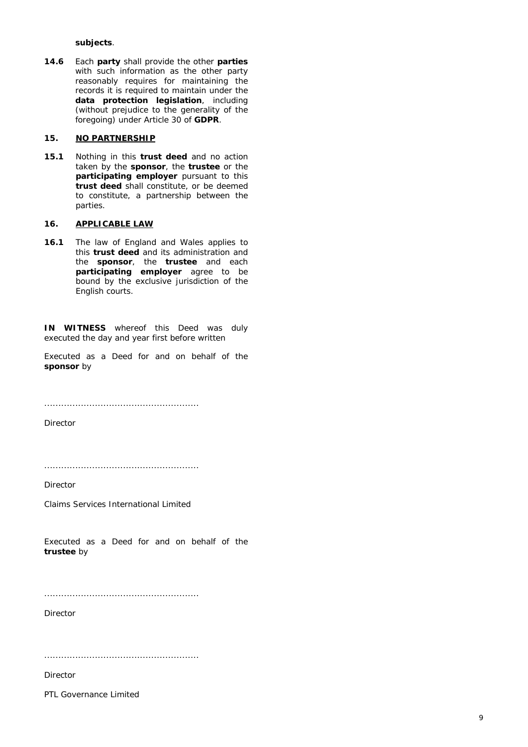**subjects**.

**14.6** Each **party** shall provide the other **parties** with such information as the other party reasonably requires for maintaining the records it is required to maintain under the **data protection legislation**, including (without prejudice to the generality of the foregoing) under Article 30 of **GDPR**.

## 15. NO PARTNERSHIP

**15.1** Nothing in this **trust deed** and no action taken by the **sponsor**, the **trustee** or the **participating employer** pursuant to this **trust deed** shall constitute, or be deemed to constitute, a partnership between the parties.

## 16. APPLICABLE LAW

**16.1** The law of England and Wales applies to this **trust deed** and its administration and the **sponsor**, the **trustee** and each **participating employer** agree to be bound by the exclusive jurisdiction of the English courts.

**IN WITNESS** whereof this Deed was duly executed the day and year first before written

Executed as a Deed for and on behalf of the **sponsor** by

.......................................................

Director

.......................................................

Director

Claims Services International Limited

Executed as a Deed for and on behalf of the **trustee** by

.......................................................

Director

.......................................................

Director

PTL Governance Limited